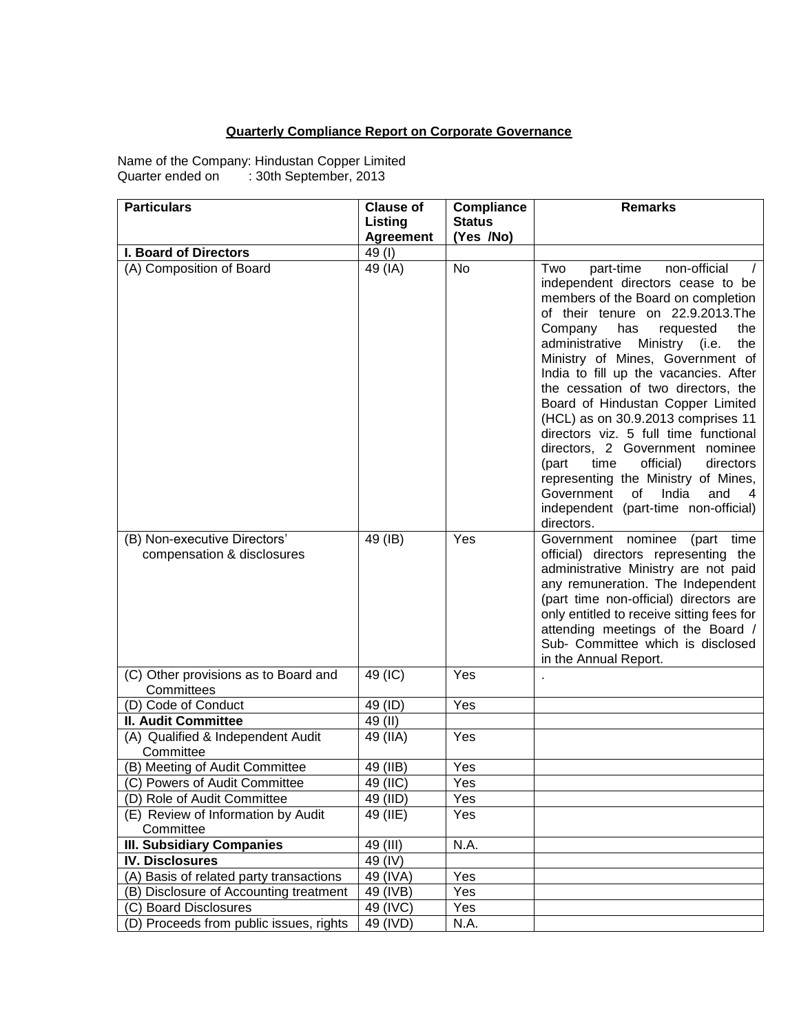**Quarterly Compliance Report on Corporate Governance**

Name of the Company: Hindustan Copper Limited
Quarter ended on : 30th September, 2013

| Particulars | Clause of Listing Agreement | Compliance Status (Yes /No) | Remarks |
|---|---|---|---|
| **I. Board of Directors** | 49 (I) | | |
| (A) Composition of Board | 49 (IA) | No | Two part-time non-official / independent directors cease to be members of the Board on completion of their tenure on 22.9.2013.The Company has requested the administrative Ministry (i.e. the Ministry of Mines, Government of India to fill up the vacancies. After the cessation of two directors, the Board of Hindustan Copper Limited (HCL) as on 30.9.2013 comprises 11 directors viz. 5 full time functional directors, 2 Government nominee (part time official) directors representing the Ministry of Mines, Government of India and 4 independent (part-time non-official) directors. |
| (B) Non-executive Directors' compensation & disclosures | 49 (IB) | Yes | Government nominee (part time official) directors representing the administrative Ministry are not paid any remuneration. The Independent (part time non-official) directors are only entitled to receive sitting fees for attending meetings of the Board / Sub- Committee which is disclosed in the Annual Report. |
| (C) Other provisions as to Board and Committees | 49 (IC) | Yes | . |
| (D) Code of Conduct | 49 (ID) | Yes | |
| **II. Audit Committee** | 49 (II) | | |
| (A) Qualified & Independent Audit Committee | 49 (IIA) | Yes | |
| (B) Meeting of Audit Committee | 49 (IIB) | Yes | |
| (C) Powers of Audit Committee | 49 (IIC) | Yes | |
| (D) Role of Audit Committee | 49 (IID) | Yes | |
| (E) Review of Information by Audit Committee | 49 (IIE) | Yes | |
| **III. Subsidiary Companies** | 49 (III) | N.A. | |
| **IV. Disclosures** | 49 (IV) | | |
| (A) Basis of related party transactions | 49 (IVA) | Yes | |
| (B) Disclosure of Accounting treatment | 49 (IVB) | Yes | |
| (C) Board Disclosures | 49 (IVC) | Yes | |
| (D) Proceeds from public issues, rights | 49 (IVD) | N.A. | |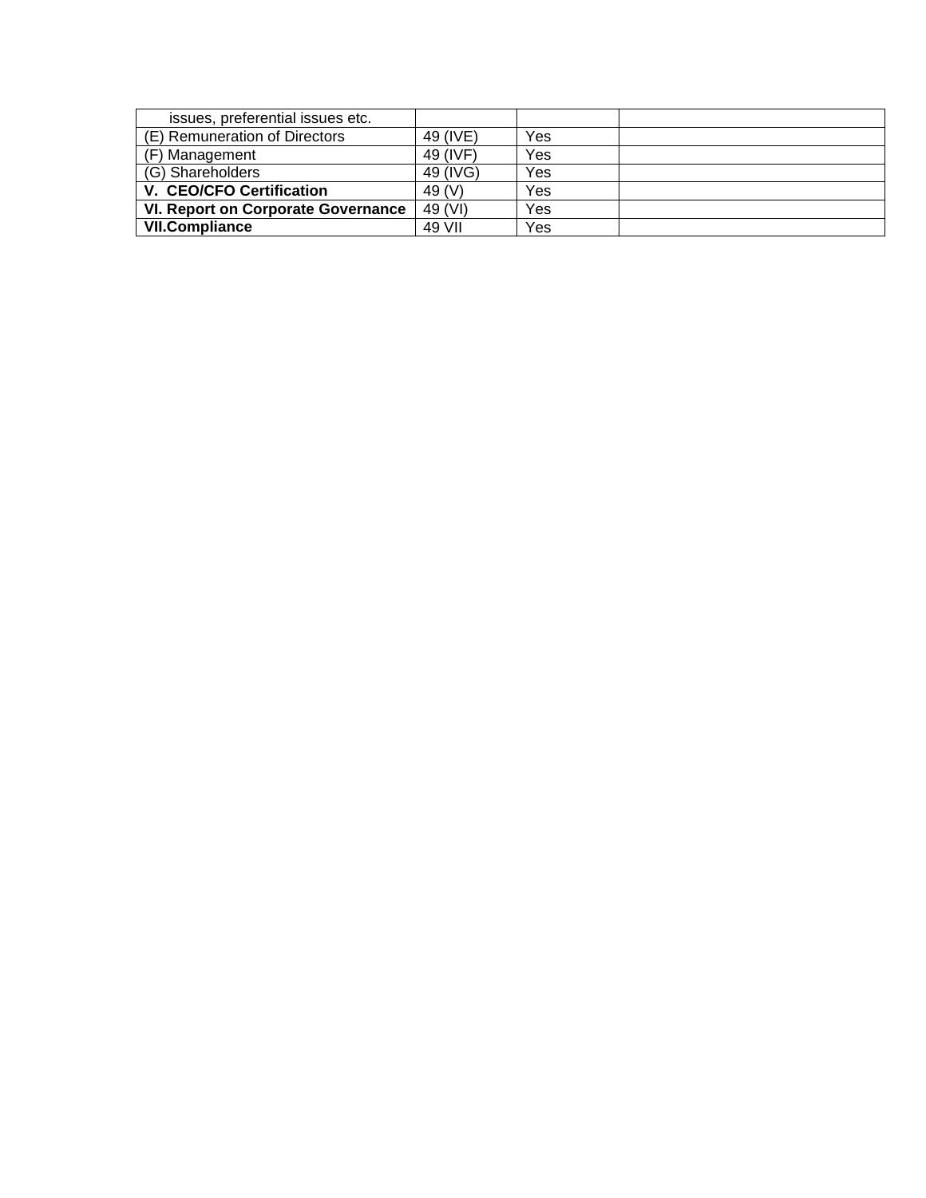| | | | |
|---|---|---|---|
| issues, preferential issues etc. | | | |
| (E) Remuneration of Directors | 49 (IVE) | Yes | |
| (F) Management | 49 (IVF) | Yes | |
| (G) Shareholders | 49 (IVG) | Yes | |
| **V. CEO/CFO Certification** | 49 (V) | Yes | |
| **VI. Report on Corporate Governance** | 49 (VI) | Yes | |
| **VII.Compliance** | 49 VII | Yes | |